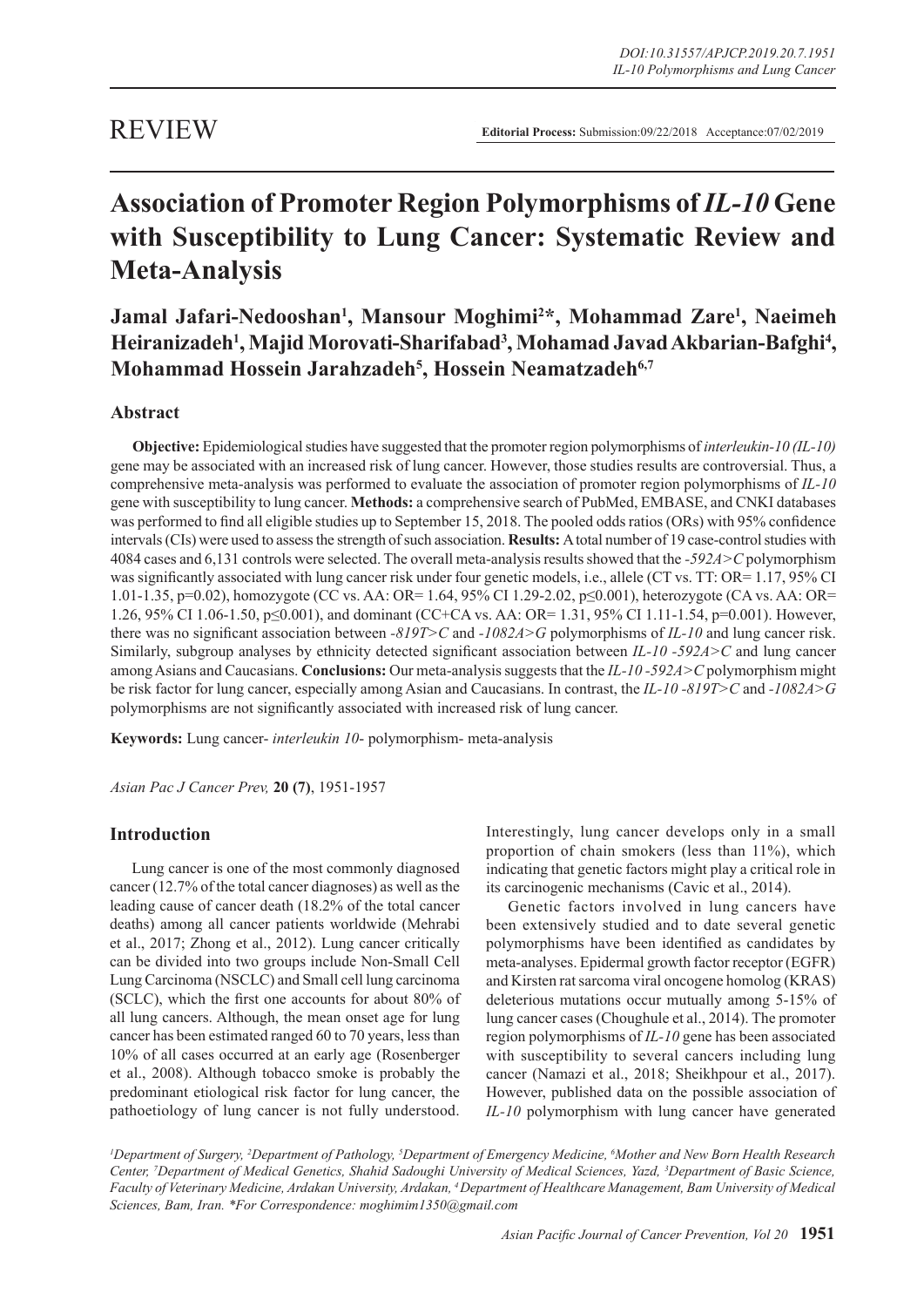REVIEW

**Editorial Process:** Submission:09/22/2018 Acceptance:07/02/2019

# Association of Promoter Region Polymorphisms of *IL-10* Gene with Susceptibility to Lung Cancer: Systematic Review and Meta-Analysis

**Jamal Jafari-Nedooshan[1], Mansour Moghimi[2]*, Mohammad Zare[1], Naeimeh Heiranizadeh[1], Majid Morovati-Sharifabad[3], Mohamad Javad Akbarian-Bafghi[4], Mohammad Hossein Jarahzadeh[5], Hossein Neamatzadeh[6,7]**

## Abstract

**Objective:** Epidemiological studies have suggested that the promoter region polymorphisms of *interleukin-10 (IL-10)* gene may be associated with an increased risk of lung cancer. However, those studies results are controversial. Thus, a comprehensive meta-analysis was performed to evaluate the association of promoter region polymorphisms of *IL-10* gene with susceptibility to lung cancer. **Methods:** a comprehensive search of PubMed, EMBASE, and CNKI databases was performed to find all eligible studies up to September 15, 2018. The pooled odds ratios (ORs) with 95% confidence intervals (CIs) were used to assess the strength of such association. **Results:** A total number of 19 case-control studies with 4084 cases and 6,131 controls were selected. The overall meta-analysis results showed that the *-592A>C* polymorphism was significantly associated with lung cancer risk under four genetic models, i.e., allele (CT vs. TT: OR= 1.17, 95% CI 1.01-1.35, p=0.02), homozygote (CC vs. AA: OR= 1.64, 95% CI 1.29-2.02, p≤0.001), heterozygote (CA vs. AA: OR= 1.26, 95% CI 1.06-1.50, p≤0.001), and dominant (CC+CA vs. AA: OR= 1.31, 95% CI 1.11-1.54, p=0.001). However, there was no significant association between *-819T>C* and *-1082A>G* polymorphisms of *IL-10* and lung cancer risk. Similarly, subgroup analyses by ethnicity detected significant association between *IL-10 -592A>C* and lung cancer among Asians and Caucasians. **Conclusions:** Our meta-analysis suggests that the *IL-10 -592A>C* polymorphism might be risk factor for lung cancer, especially among Asian and Caucasians. In contrast, the *IL-10 -819T>C* and *-1082A>G* polymorphisms are not significantly associated with increased risk of lung cancer.

**Keywords:** Lung cancer- *interleukin 10*- polymorphism- meta-analysis

*Asian Pac J Cancer Prev,* **20 (7)**, 1951-1957

## Introduction

Lung cancer is one of the most commonly diagnosed cancer (12.7% of the total cancer diagnoses) as well as the leading cause of cancer death (18.2% of the total cancer deaths) among all cancer patients worldwide (Mehrabi et al., 2017; Zhong et al., 2012). Lung cancer critically can be divided into two groups include Non-Small Cell Lung Carcinoma (NSCLC) and Small cell lung carcinoma (SCLC), which the first one accounts for about 80% of all lung cancers. Although, the mean onset age for lung cancer has been estimated ranged 60 to 70 years, less than 10% of all cases occurred at an early age (Rosenberger et al., 2008). Although tobacco smoke is probably the predominant etiological risk factor for lung cancer, the pathoetiology of lung cancer is not fully understood. Interestingly, lung cancer develops only in a small proportion of chain smokers (less than 11%), which indicating that genetic factors might play a critical role in its carcinogenic mechanisms (Cavic et al., 2014).

Genetic factors involved in lung cancers have been extensively studied and to date several genetic polymorphisms have been identified as candidates by meta-analyses. Epidermal growth factor receptor (EGFR) and Kirsten rat sarcoma viral oncogene homolog (KRAS) deleterious mutations occur mutually among 5-15% of lung cancer cases (Choughule et al., 2014). The promoter region polymorphisms of *IL-10* gene has been associated with susceptibility to several cancers including lung cancer (Namazi et al., 2018; Sheikhpour et al., 2017). However, published data on the possible association of *IL-10* polymorphism with lung cancer have generated

*[1]Department of Surgery, [2]Department of Pathology, [5]Department of Emergency Medicine, [6]Mother and New Born Health Research Center, [7]Department of Medical Genetics, Shahid Sadoughi University of Medical Sciences, Yazd, [3]Department of Basic Science, Faculty of Veterinary Medicine, Ardakan University, Ardakan, [4]Department of Healthcare Management, Bam University of Medical Sciences, Bam, Iran. *For Correspondence: moghimim1350@gmail.com*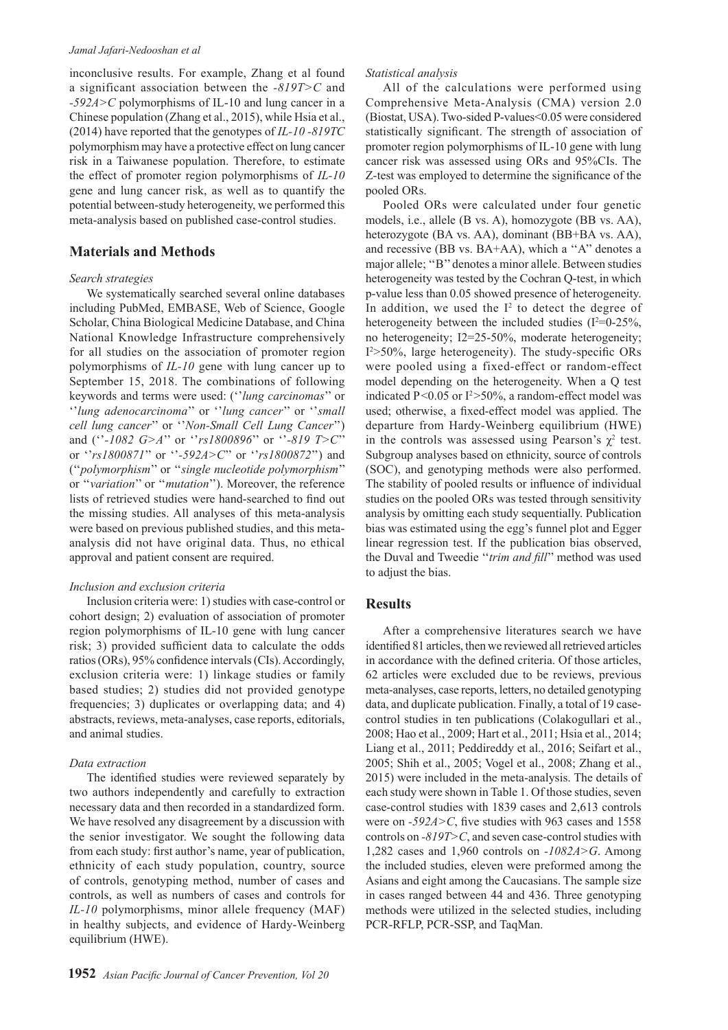inconclusive results. For example, Zhang et al found a significant association between the *-819T>C* and *-592A>C* polymorphisms of IL-10 and lung cancer in a Chinese population (Zhang et al., 2015), while Hsia et al., (2014) have reported that the genotypes of *IL-10 -819TC* polymorphism may have a protective effect on lung cancer risk in a Taiwanese population. Therefore, to estimate the effect of promoter region polymorphisms of *IL-10* gene and lung cancer risk, as well as to quantify the potential between-study heterogeneity, we performed this meta-analysis based on published case-control studies.

## Materials and Methods

### *Search strategies*

We systematically searched several online databases including PubMed, EMBASE, Web of Science, Google Scholar, China Biological Medicine Database, and China National Knowledge Infrastructure comprehensively for all studies on the association of promoter region polymorphisms of *IL-10* gene with lung cancer up to September 15, 2018. The combinations of following keywords and terms were used: (''*lung carcinomas*'' or ''*lung adenocarcinoma*'' or ''*lung cancer*'' or ''*small cell lung cancer*'' or ''*Non-Small Cell Lung Cancer*'') and (''*-1082 G>A*'' or ''*rs1800896*'' or ''*-819 T>C*'' or ''*rs1800871*'' or ''*-592A>C*'' or ''*rs1800872*'') and (''*polymorphism*'' or ''*single nucleotide polymorphism*'' or ''*variation*'' or ''*mutation*''). Moreover, the reference lists of retrieved studies were hand-searched to find out the missing studies. All analyses of this meta-analysis were based on previous published studies, and this meta-analysis did not have original data. Thus, no ethical approval and patient consent are required.

### *Inclusion and exclusion criteria*

Inclusion criteria were: 1) studies with case-control or cohort design; 2) evaluation of association of promoter region polymorphisms of IL-10 gene with lung cancer risk; 3) provided sufficient data to calculate the odds ratios (ORs), 95% confidence intervals (CIs). Accordingly, exclusion criteria were: 1) linkage studies or family based studies; 2) studies did not provided genotype frequencies; 3) duplicates or overlapping data; and 4) abstracts, reviews, meta-analyses, case reports, editorials, and animal studies.

### *Data extraction*

The identified studies were reviewed separately by two authors independently and carefully to extraction necessary data and then recorded in a standardized form. We have resolved any disagreement by a discussion with the senior investigator. We sought the following data from each study: first author's name, year of publication, ethnicity of each study population, country, source of controls, genotyping method, number of cases and controls, as well as numbers of cases and controls for *IL-10* polymorphisms, minor allele frequency (MAF) in healthy subjects, and evidence of Hardy-Weinberg equilibrium (HWE).

### *Statistical analysis*

All of the calculations were performed using Comprehensive Meta-Analysis (CMA) version 2.0 (Biostat, USA). Two-sided P-values<0.05 were considered statistically significant. The strength of association of promoter region polymorphisms of IL-10 gene with lung cancer risk was assessed using ORs and 95%CIs. The Z-test was employed to determine the significance of the pooled ORs.

Pooled ORs were calculated under four genetic models, i.e., allele (B vs. A), homozygote (BB vs. AA), heterozygote (BA vs. AA), dominant (BB+BA vs. AA), and recessive (BB vs. BA+AA), which a ''A'' denotes a major allele; ''B'' denotes a minor allele. Between studies heterogeneity was tested by the Cochran Q-test, in which p-value less than 0.05 showed presence of heterogeneity. In addition, we used the $I^2$ to detect the degree of heterogeneity between the included studies ($I^2$=0-25%, no heterogeneity; I2=25-50%, moderate heterogeneity; $I^2$>50%, large heterogeneity). The study-specific ORs were pooled using a fixed-effect or random-effect model depending on the heterogeneity. When a Q test indicated $P<0.05$ or $I^2>50\%$, a random-effect model was used; otherwise, a fixed-effect model was applied. The departure from Hardy-Weinberg equilibrium (HWE) in the controls was assessed using Pearson's $\chi^2$ test. Subgroup analyses based on ethnicity, source of controls (SOC), and genotyping methods were also performed. The stability of pooled results or influence of individual studies on the pooled ORs was tested through sensitivity analysis by omitting each study sequentially. Publication bias was estimated using the egg's funnel plot and Egger linear regression test. If the publication bias observed, the Duval and Tweedie ''*trim and fill*'' method was used to adjust the bias.

## Results

After a comprehensive literatures search we have identified 81 articles, then we reviewed all retrieved articles in accordance with the defined criteria. Of those articles, 62 articles were excluded due to be reviews, previous meta-analyses, case reports, letters, no detailed genotyping data, and duplicate publication. Finally, a total of 19 case-control studies in ten publications (Colakogullari et al., 2008; Hao et al., 2009; Hart et al., 2011; Hsia et al., 2014; Liang et al., 2011; Peddireddy et al., 2016; Seifart et al., 2005; Shih et al., 2005; Vogel et al., 2008; Zhang et al., 2015) were included in the meta-analysis. The details of each study were shown in Table 1. Of those studies, seven case-control studies with 1839 cases and 2,613 controls were on *-592A>C*, five studies with 963 cases and 1558 controls on *-819T>C*, and seven case-control studies with 1,282 cases and 1,960 controls on *-1082A>G*. Among the included studies, eleven were preformed among the Asians and eight among the Caucasians. The sample size in cases ranged between 44 and 436. Three genotyping methods were utilized in the selected studies, including PCR-RFLP, PCR-SSP, and TaqMan.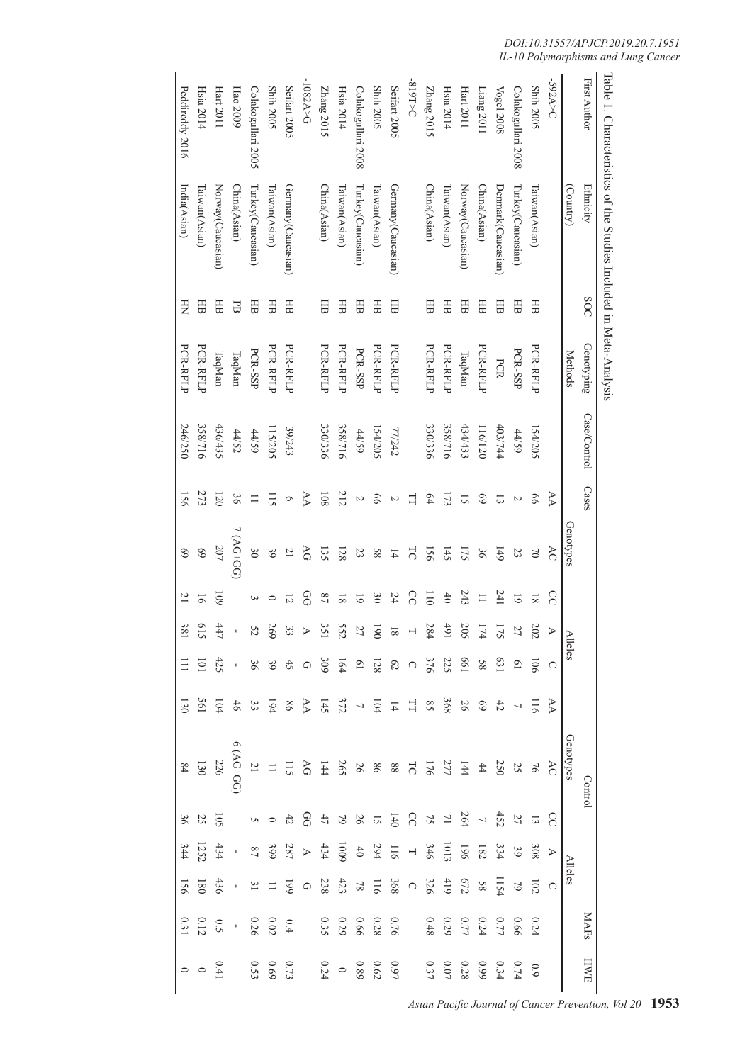Table 1. Characteristics of the Studies Included in Meta-Analysis

| First Author | Ethnicity (Country) | SOC | Genotyping Methods | Case/Control | Cases | | | | | Control | | | | | MAFs | HWE |
|---|---|---|---|---|---|---|---|---|---|---|---|---|---|---|---|---|
| | | | | | Genotypes | | | Alleles | | Genotypes | | | Alleles | | | |
| -592A>C | | | | | AA | AC | CC | A | C | AA | AC | CC | A | C | | |
| Shih 2005 | Taiwan(Asian) | HB | PCR-RFLP | 154/205 | 66 | 70 | 18 | 202 | 106 | 116 | 76 | 13 | 308 | 102 | 0.24 | 0.9 |
| Colakogullari 2008 | Turkey(Caucasian) | HB | PCR-SSP | 44/59 | 2 | 23 | 19 | 27 | 61 | 7 | 25 | 27 | 39 | 79 | 0.66 | 0.74 |
| Vogel 2008 | Denmark(Caucasian) | HB | PCR | 403/744 | 13 | 149 | 241 | 175 | 631 | 42 | 250 | 452 | 334 | 1154 | 0.77 | 0.34 |
| Liang 2011 | China(Asian) | HB | PCR-RFLP | 116/120 | 69 | 36 | 11 | 174 | 58 | 69 | 44 | 7 | 182 | 58 | 0.24 | 0.99 |
| Hart 2011 | Norway(Caucasian) | HB | TaqMan | 434/433 | 15 | 175 | 243 | 205 | 661 | 26 | 144 | 264 | 196 | 672 | 0.77 | 0.28 |
| Hsia 2014 | Taiwan(Asian) | HB | PCR-RFLP | 358/716 | 173 | 145 | 40 | 491 | 225 | 368 | 277 | 71 | 1013 | 419 | 0.29 | 0.07 |
| Zhang 2015 | China(Asian) | HB | PCR-RFLP | 330/336 | 64 | 156 | 110 | 284 | 376 | 85 | 176 | 75 | 346 | 326 | 0.48 | 0.37 |
| -819T>C | | | | | TT | TC | CC | T | C | TT | TC | CC | T | C | | |
| Seifart 2005 | Germany(Caucasian) | HB | PCR-RFLP | 77/242 | 2 | 14 | 24 | 18 | 62 | 14 | 88 | 140 | 116 | 368 | 0.76 | 0.97 |
| Shih 2005 | Taiwan(Asian) | HB | PCR-RFLP | 154/205 | 66 | 58 | 30 | 190 | 128 | 104 | 86 | 15 | 294 | 116 | 0.28 | 0.62 |
| Colakogullari 2008 | Turkey(Caucasian) | HB | PCR-SSP | 44/59 | 2 | 23 | 19 | 27 | 61 | 7 | 26 | 26 | 40 | 78 | 0.66 | 0.89 |
| Hsia 2014 | Taiwan(Asian) | HB | PCR-RFLP | 358/716 | 212 | 128 | 18 | 552 | 164 | 372 | 265 | 79 | 1009 | 423 | 0.29 | 0 |
| Zhang 2015 | China(Asian) | HB | PCR-RFLP | 330/336 | 108 | 135 | 87 | 351 | 309 | 145 | 144 | 47 | 434 | 238 | 0.35 | 0.24 |
| -1082A>G | | | | | AA | AG | GG | A | G | AA | AG | GG | A | G | | |
| Seifart 2005 | Germany(Caucasian) | HB | PCR-RFLP | 39/243 | 6 | 21 | 12 | 33 | 45 | 86 | 115 | 42 | 287 | 199 | 0.4 | 0.73 |
| Shih 2005 | Taiwan(Asian) | HB | PCR-RFLP | 115/205 | 115 | 39 | 0 | 269 | 39 | 194 | 11 | 0 | 399 | 11 | 0.02 | 0.69 |
| Colakogullari 2005 | Turkey(Caucasian) | HB | PCR-SSP | 44/59 | 11 | 30 | 3 | 52 | 36 | 33 | 21 | 5 | 87 | 31 | 0.26 | 0.53 |
| Hao 2009 | China(Asian) | PB | TaqMan | 44/52 | 36 | 7 (AG+GG) | | - | - | 46 | 6 (AG+GG) | | - | - | - | |
| Hart 2011 | Norway(Caucasian) | HB | TaqMan | 436/435 | 120 | 207 | 109 | 447 | 425 | 104 | 226 | 105 | 434 | 436 | 0.5 | 0.41 |
| Hsia 2014 | Taiwan(Asian) | HB | PCR-RFLP | 358/716 | 273 | 69 | 16 | 615 | 101 | 561 | 130 | 25 | 1252 | 180 | 0.12 | 0 |
| Peddireddy 2016 | India(Asian) | HN | PCR-RFLP | 246/250 | 156 | 69 | 21 | 381 | 111 | 130 | 84 | 36 | 344 | 156 | 0.31 | 0 |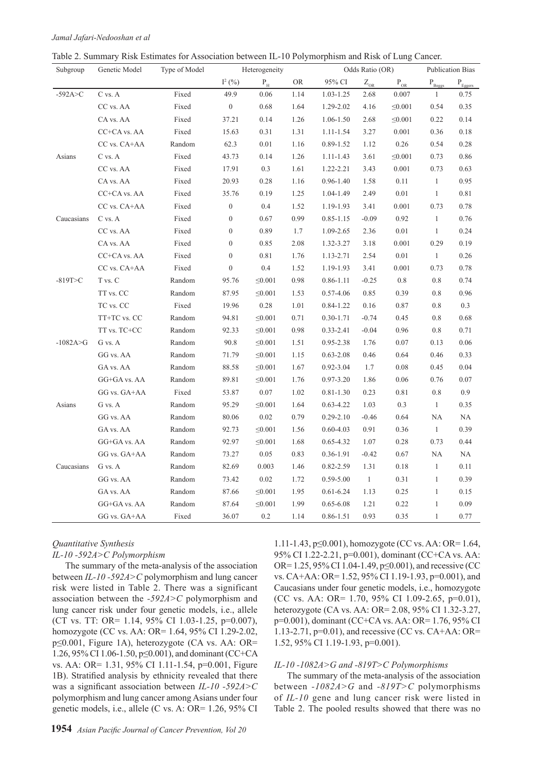Table 2. Summary Risk Estimates for Association between IL-10 Polymorphism and Risk of Lung Cancer.

| Subgroup | Genetic Model | Type of Model | Heterogeneity | | Odds Ratio (OR) | | | | Publication Bias | |
|---|---|---|---|---|---|---|---|---|---|---|
| | | | $I^2$ (%) | $P_H$ | OR | 95% CI | $Z_{OR}$ | $P_{OR}$ | $P_{Beggs}$ | $P_{Eggers}$ |
| -592A>C | C vs. A | Fixed | 49.9 | 0.06 | 1.14 | 1.03-1.25 | 2.68 | 0.007 | 1 | 0.75 |
| | CC vs. AA | Fixed | 0 | 0.68 | 1.64 | 1.29-2.02 | 4.16 | ≤0.001 | 0.54 | 0.35 |
| | CA vs. AA | Fixed | 37.21 | 0.14 | 1.26 | 1.06-1.50 | 2.68 | ≤0.001 | 0.22 | 0.14 |
| | CC+CA vs. AA | Fixed | 15.63 | 0.31 | 1.31 | 1.11-1.54 | 3.27 | 0.001 | 0.36 | 0.18 |
| | CC vs. CA+AA | Random | 62.3 | 0.01 | 1.16 | 0.89-1.52 | 1.12 | 0.26 | 0.54 | 0.28 |
| Asians | C vs. A | Fixed | 43.73 | 0.14 | 1.26 | 1.11-1.43 | 3.61 | ≤0.001 | 0.73 | 0.86 |
| | CC vs. AA | Fixed | 17.91 | 0.3 | 1.61 | 1.22-2.21 | 3.43 | 0.001 | 0.73 | 0.63 |
| | CA vs. AA | Fixed | 20.93 | 0.28 | 1.16 | 0.96-1.40 | 1.58 | 0.11 | 1 | 0.95 |
| | CC+CA vs. AA | Fixed | 35.76 | 0.19 | 1.25 | 1.04-1.49 | 2.49 | 0.01 | 1 | 0.81 |
| | CC vs. CA+AA | Fixed | 0 | 0.4 | 1.52 | 1.19-1.93 | 3.41 | 0.001 | 0.73 | 0.78 |
| Caucasians | C vs. A | Fixed | 0 | 0.67 | 0.99 | 0.85-1.15 | -0.09 | 0.92 | 1 | 0.76 |
| | CC vs. AA | Fixed | 0 | 0.89 | 1.7 | 1.09-2.65 | 2.36 | 0.01 | 1 | 0.24 |
| | CA vs. AA | Fixed | 0 | 0.85 | 2.08 | 1.32-3.27 | 3.18 | 0.001 | 0.29 | 0.19 |
| | CC+CA vs. AA | Fixed | 0 | 0.81 | 1.76 | 1.13-2.71 | 2.54 | 0.01 | 1 | 0.26 |
| | CC vs. CA+AA | Fixed | 0 | 0.4 | 1.52 | 1.19-1.93 | 3.41 | 0.001 | 0.73 | 0.78 |
| -819T>C | T vs. C | Random | 95.76 | ≤0.001 | 0.98 | 0.86-1.11 | -0.25 | 0.8 | 0.8 | 0.74 |
| | TT vs. CC | Random | 87.95 | ≤0.001 | 1.53 | 0.57-4.06 | 0.85 | 0.39 | 0.8 | 0.96 |
| | TC vs. CC | Fixed | 19.96 | 0.28 | 1.01 | 0.84-1.22 | 0.16 | 0.87 | 0.8 | 0.3 |
| | TT+TC vs. CC | Random | 94.81 | ≤0.001 | 0.71 | 0.30-1.71 | -0.74 | 0.45 | 0.8 | 0.68 |
| | TT vs. TC+CC | Random | 92.33 | ≤0.001 | 0.98 | 0.33-2.41 | -0.04 | 0.96 | 0.8 | 0.71 |
| -1082A>G | G vs. A | Random | 90.8 | ≤0.001 | 1.51 | 0.95-2.38 | 1.76 | 0.07 | 0.13 | 0.06 |
| | GG vs. AA | Random | 71.79 | ≤0.001 | 1.15 | 0.63-2.08 | 0.46 | 0.64 | 0.46 | 0.33 |
| | GA vs. AA | Random | 88.58 | ≤0.001 | 1.67 | 0.92-3.04 | 1.7 | 0.08 | 0.45 | 0.04 |
| | GG+GA vs. AA | Random | 89.81 | ≤0.001 | 1.76 | 0.97-3.20 | 1.86 | 0.06 | 0.76 | 0.07 |
| | GG vs. GA+AA | Fixed | 53.87 | 0.07 | 1.02 | 0.81-1.30 | 0.23 | 0.81 | 0.8 | 0.9 |
| Asians | G vs. A | Random | 95.29 | ≤0.001 | 1.64 | 0.63-4.22 | 1.03 | 0.3 | 1 | 0.35 |
| | GG vs. AA | Random | 80.06 | 0.02 | 0.79 | 0.29-2.10 | -0.46 | 0.64 | NA | NA |
| | GA vs. AA | Random | 92.73 | ≤0.001 | 1.56 | 0.60-4.03 | 0.91 | 0.36 | 1 | 0.39 |
| | GG+GA vs. AA | Random | 92.97 | ≤0.001 | 1.68 | 0.65-4.32 | 1.07 | 0.28 | 0.73 | 0.44 |
| | GG vs. GA+AA | Random | 73.27 | 0.05 | 0.83 | 0.36-1.91 | -0.42 | 0.67 | NA | NA |
| Caucasians | G vs. A | Random | 82.69 | 0.003 | 1.46 | 0.82-2.59 | 1.31 | 0.18 | 1 | 0.11 |
| | GG vs. AA | Random | 73.42 | 0.02 | 1.72 | 0.59-5.00 | 1 | 0.31 | 1 | 0.39 |
| | GA vs. AA | Random | 87.66 | ≤0.001 | 1.95 | 0.61-6.24 | 1.13 | 0.25 | 1 | 0.15 |
| | GG+GA vs. AA | Random | 87.64 | ≤0.001 | 1.99 | 0.65-6.08 | 1.21 | 0.22 | 1 | 0.09 |
| | GG vs. GA+AA | Fixed | 36.07 | 0.2 | 1.14 | 0.86-1.51 | 0.93 | 0.35 | 1 | 0.77 |

*Quantitative Synthesis*

*IL-10 -592A>C Polymorphism*

The summary of the meta-analysis of the association between *IL-10 -592A>C* polymorphism and lung cancer risk were listed in Table 2. There was a significant association between the *-592A>C* polymorphism and lung cancer risk under four genetic models, i.e., allele (CT vs. TT: OR= 1.14, 95% CI 1.03-1.25, p=0.007), homozygote (CC vs. AA: OR= 1.64, 95% CI 1.29-2.02, p≤0.001, Figure 1A), heterozygote (CA vs. AA: OR= 1.26, 95% CI 1.06-1.50, p≤0.001), and dominant (CC+CA vs. AA: OR= 1.31, 95% CI 1.11-1.54, p=0.001, Figure 1B). Stratified analysis by ethnicity revealed that there was a significant association between *IL-10 -592A>C* polymorphism and lung cancer among Asians under four genetic models, i.e., allele (C vs. A: OR= 1.26, 95% CI 1.11-1.43, p≤0.001), homozygote (CC vs. AA: OR= 1.64, 95% CI 1.22-2.21, p=0.001), dominant (CC+CA vs. AA: OR= 1.25, 95% CI 1.04-1.49, p≤0.001), and recessive (CC vs. CA+AA: OR= 1.52, 95% CI 1.19-1.93, p=0.001), and Caucasians under four genetic models, i.e., homozygote (CC vs. AA: OR= 1.70, 95% CI 1.09-2.65, p=0.01), heterozygote (CA vs. AA: OR= 2.08, 95% CI 1.32-3.27, p=0.001), dominant (CC+CA vs. AA: OR= 1.76, 95% CI 1.13-2.71, p=0.01), and recessive (CC vs. CA+AA: OR= 1.52, 95% CI 1.19-1.93, p=0.001).

*IL-10 -1082A>G and -819T>C Polymorphisms*

The summary of the meta-analysis of the association between *-1082A>G* and *-819T>C* polymorphisms of *IL-10* gene and lung cancer risk were listed in Table 2. The pooled results showed that there was no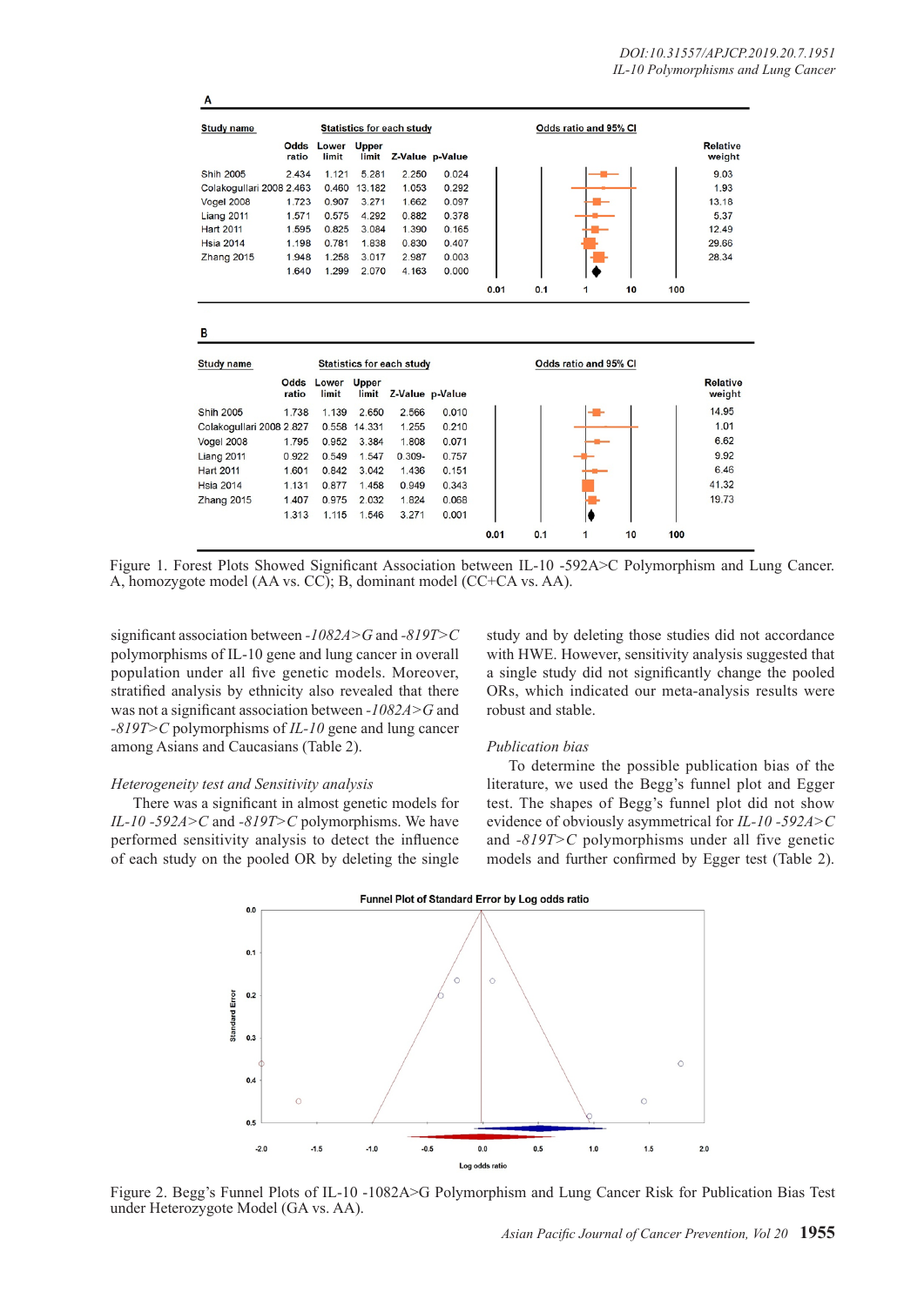**A**

| Study name | Odds ratio | Lower limit | Upper limit | Z-Value | p-Value | Relative weight |
|---|---|---|---|---|---|---|
| Shih 2005 | 2.434 | 1.121 | 5.281 | 2.250 | 0.024 | 9.03 |
| Colakogullari 2008 | 2.463 | 0.460 | 13.182 | 1.053 | 0.292 | 1.93 |
| Vogel 2008 | 1.723 | 0.907 | 3.271 | 1.662 | 0.097 | 13.18 |
| Liang 2011 | 1.571 | 0.575 | 4.292 | 0.882 | 0.378 | 5.37 |
| Hart 2011 | 1.595 | 0.825 | 3.084 | 1.390 | 0.165 | 12.49 |
| Hsia 2014 | 1.198 | 0.781 | 1.838 | 0.830 | 0.407 | 29.66 |
| Zhang 2015 | 1.948 | 1.258 | 3.017 | 2.987 | 0.003 | 28.34 |
| | 1.640 | 1.299 | 2.070 | 4.163 | 0.000 | |

**B**

| Study name | Odds ratio | Lower limit | Upper limit | Z-Value | p-Value | Relative weight |
|---|---|---|---|---|---|---|
| Shih 2005 | 1.738 | 1.139 | 2.650 | 2.566 | 0.010 | 14.95 |
| Colakogullari 2008 | 2.827 | 0.558 | 14.331 | 1.255 | 0.210 | 1.01 |
| Vogel 2008 | 1.795 | 0.952 | 3.384 | 1.808 | 0.071 | 6.62 |
| Liang 2011 | 0.922 | 0.549 | 1.547 | 0.309- | 0.757 | 9.92 |
| Hart 2011 | 1.601 | 0.842 | 3.042 | 1.436 | 0.151 | 6.46 |
| Hsia 2014 | 1.131 | 0.877 | 1.458 | 0.949 | 0.343 | 41.32 |
| Zhang 2015 | 1.407 | 0.975 | 2.032 | 1.824 | 0.068 | 19.73 |
| | 1.313 | 1.115 | 1.546 | 3.271 | 0.001 | |

Figure 1. Forest Plots Showed Significant Association between IL-10 -592A>C Polymorphism and Lung Cancer. A, homozygote model (AA vs. CC); B, dominant model (CC+CA vs. AA).

significant association between *-1082A>G* and *-819T>C* polymorphisms of IL-10 gene and lung cancer in overall population under all five genetic models. Moreover, stratified analysis by ethnicity also revealed that there was not a significant association between *-1082A>G* and *-819T>C* polymorphisms of *IL-10* gene and lung cancer among Asians and Caucasians (Table 2).

*Heterogeneity test and Sensitivity analysis*

There was a significant in almost genetic models for *IL-10 -592A>C* and *-819T>C* polymorphisms. We have performed sensitivity analysis to detect the influence of each study on the pooled OR by deleting the single study and by deleting those studies did not accordance with HWE. However, sensitivity analysis suggested that a single study did not significantly change the pooled ORs, which indicated our meta-analysis results were robust and stable.

*Publication bias*

To determine the possible publication bias of the literature, we used the Begg's funnel plot and Egger test. The shapes of Begg's funnel plot did not show evidence of obviously asymmetrical for *IL-10 -592A>C* and *-819T>C* polymorphisms under all five genetic models and further confirmed by Egger test (Table 2).

Figure 2. Begg's Funnel Plots of IL-10 -1082A>G Polymorphism and Lung Cancer Risk for Publication Bias Test under Heterozygote Model (GA vs. AA).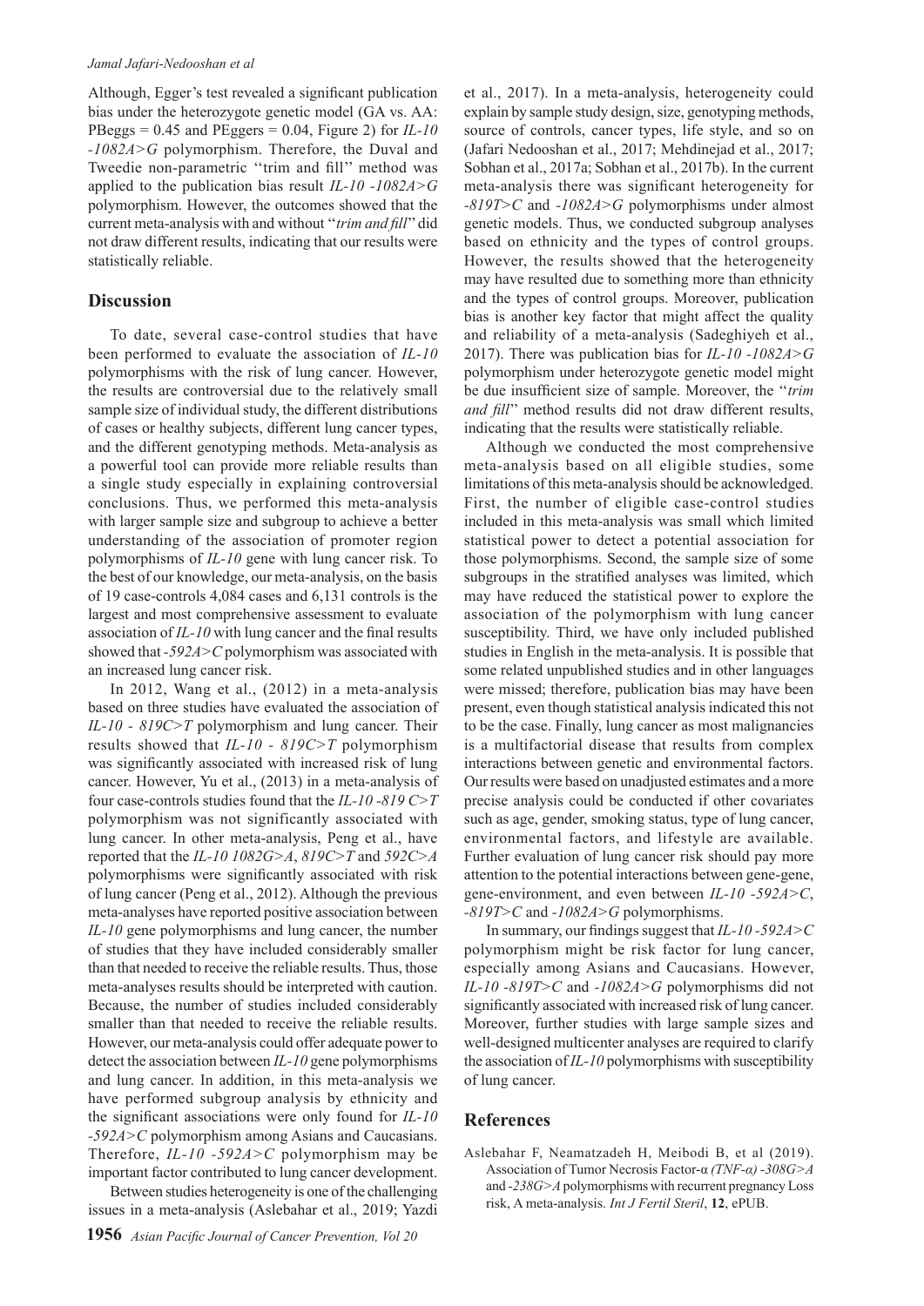Although, Egger's test revealed a significant publication bias under the heterozygote genetic model (GA vs. AA: PBeggs = 0.45 and PEggers = 0.04, Figure 2) for *IL-10 -1082A>G* polymorphism. Therefore, the Duval and Tweedie non-parametric ''trim and fill'' method was applied to the publication bias result *IL-10 -1082A>G* polymorphism. However, the outcomes showed that the current meta-analysis with and without "*trim and fill*" did not draw different results, indicating that our results were statistically reliable.

## Discussion

To date, several case-control studies that have been performed to evaluate the association of *IL-10* polymorphisms with the risk of lung cancer. However, the results are controversial due to the relatively small sample size of individual study, the different distributions of cases or healthy subjects, different lung cancer types, and the different genotyping methods. Meta-analysis as a powerful tool can provide more reliable results than a single study especially in explaining controversial conclusions. Thus, we performed this meta-analysis with larger sample size and subgroup to achieve a better understanding of the association of promoter region polymorphisms of *IL-10* gene with lung cancer risk. To the best of our knowledge, our meta-analysis, on the basis of 19 case-controls 4,084 cases and 6,131 controls is the largest and most comprehensive assessment to evaluate association of *IL-10* with lung cancer and the final results showed that *-592A>C* polymorphism was associated with an increased lung cancer risk.

In 2012, Wang et al., (2012) in a meta-analysis based on three studies have evaluated the association of *IL-10 - 819C>T* polymorphism and lung cancer. Their results showed that *IL-10 - 819C>T* polymorphism was significantly associated with increased risk of lung cancer. However, Yu et al., (2013) in a meta-analysis of four case-controls studies found that the *IL-10 -819 C>T* polymorphism was not significantly associated with lung cancer. In other meta-analysis, Peng et al., have reported that the *IL-10 1082G>A*, *819C>T* and *592C>A* polymorphisms were significantly associated with risk of lung cancer (Peng et al., 2012). Although the previous meta-analyses have reported positive association between *IL-10* gene polymorphisms and lung cancer, the number of studies that they have included considerably smaller than that needed to receive the reliable results. Thus, those meta-analyses results should be interpreted with caution. Because, the number of studies included considerably smaller than that needed to receive the reliable results. However, our meta-analysis could offer adequate power to detect the association between *IL-10* gene polymorphisms and lung cancer. In addition, in this meta-analysis we have performed subgroup analysis by ethnicity and the significant associations were only found for *IL-10 -592A>C* polymorphism among Asians and Caucasians. Therefore, *IL-10 -592A>C* polymorphism may be important factor contributed to lung cancer development.

Between studies heterogeneity is one of the challenging issues in a meta-analysis (Aslebahar et al., 2019; Yazdi et al., 2017). In a meta-analysis, heterogeneity could explain by sample study design, size, genotyping methods, source of controls, cancer types, life style, and so on (Jafari Nedooshan et al., 2017; Mehdinejad et al., 2017; Sobhan et al., 2017a; Sobhan et al., 2017b). In the current meta-analysis there was significant heterogeneity for *-819T>C* and *-1082A>G* polymorphisms under almost genetic models. Thus, we conducted subgroup analyses based on ethnicity and the types of control groups. However, the results showed that the heterogeneity may have resulted due to something more than ethnicity and the types of control groups. Moreover, publication bias is another key factor that might affect the quality and reliability of a meta-analysis (Sadeghiyeh et al., 2017). There was publication bias for *IL-10 -1082A>G* polymorphism under heterozygote genetic model might be due insufficient size of sample. Moreover, the "*trim and fill*" method results did not draw different results, indicating that the results were statistically reliable.

Although we conducted the most comprehensive meta-analysis based on all eligible studies, some limitations of this meta-analysis should be acknowledged. First, the number of eligible case-control studies included in this meta-analysis was small which limited statistical power to detect a potential association for those polymorphisms. Second, the sample size of some subgroups in the stratified analyses was limited, which may have reduced the statistical power to explore the association of the polymorphism with lung cancer susceptibility. Third, we have only included published studies in English in the meta-analysis. It is possible that some related unpublished studies and in other languages were missed; therefore, publication bias may have been present, even though statistical analysis indicated this not to be the case. Finally, lung cancer as most malignancies is a multifactorial disease that results from complex interactions between genetic and environmental factors. Our results were based on unadjusted estimates and a more precise analysis could be conducted if other covariates such as age, gender, smoking status, type of lung cancer, environmental factors, and lifestyle are available. Further evaluation of lung cancer risk should pay more attention to the potential interactions between gene-gene, gene-environment, and even between *IL-10 -592A>C*, *-819T>C* and *-1082A>G* polymorphisms.

In summary, our findings suggest that *IL-10 -592A>C* polymorphism might be risk factor for lung cancer, especially among Asians and Caucasians. However, *IL-10 -819T>C* and *-1082A>G* polymorphisms did not significantly associated with increased risk of lung cancer. Moreover, further studies with large sample sizes and well-designed multicenter analyses are required to clarify the association of *IL-10* polymorphisms with susceptibility of lung cancer.

## References

Aslebahar F, Neamatzadeh H, Meibodi B, et al (2019). Association of Tumor Necrosis Factor-α *(TNF-α) -308G>A* and *-238G>A* polymorphisms with recurrent pregnancy Loss risk, A meta-analysis. *Int J Fertil Steril*, **12**, ePUB.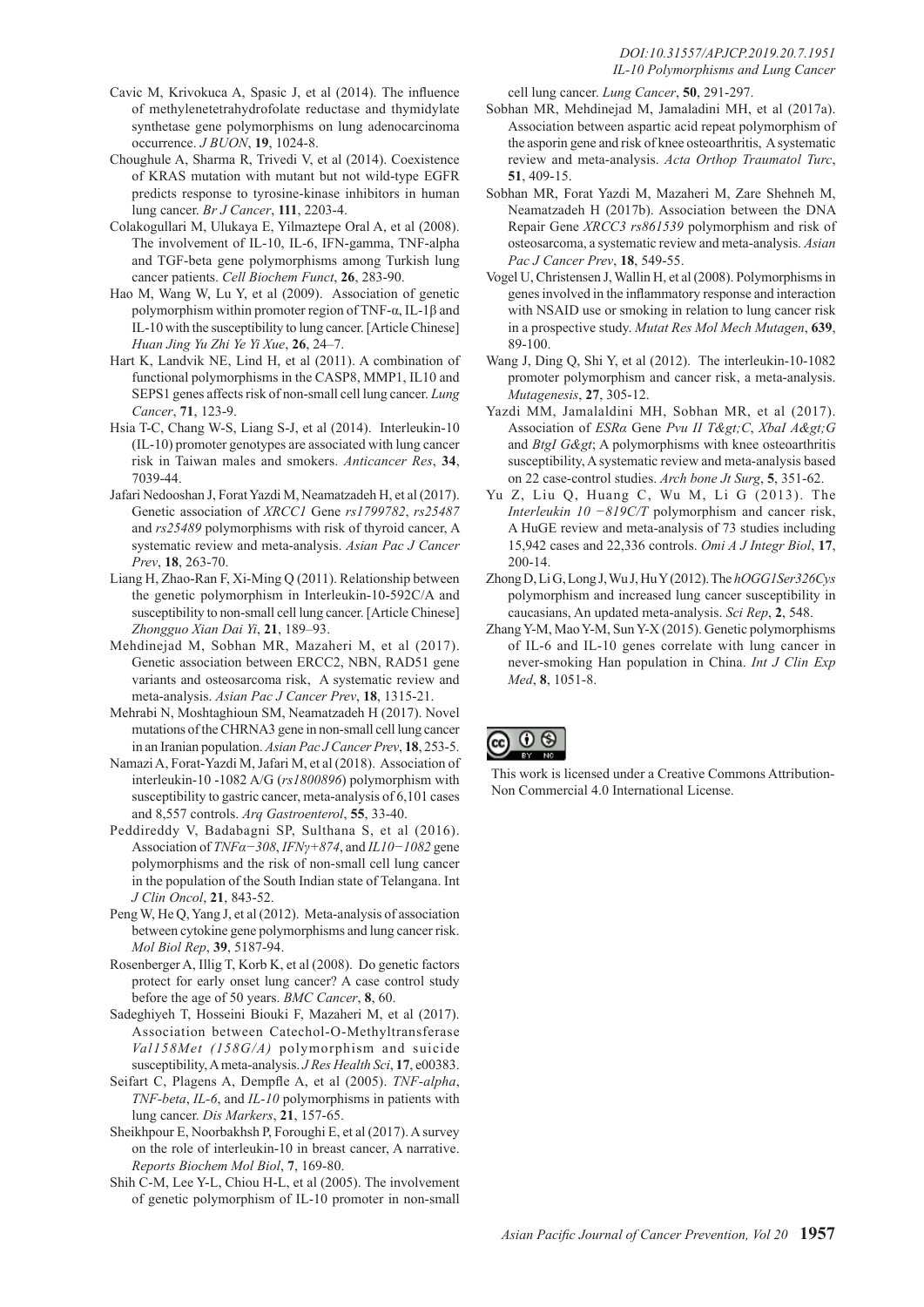Cavic M, Krivokuca A, Spasic J, et al (2014). The influence of methylenetetrahydrofolate reductase and thymidylate synthetase gene polymorphisms on lung adenocarcinoma occurrence. *J BUON*, **19**, 1024-8.

Choughule A, Sharma R, Trivedi V, et al (2014). Coexistence of KRAS mutation with mutant but not wild-type EGFR predicts response to tyrosine-kinase inhibitors in human lung cancer. *Br J Cancer*, **111**, 2203-4.

Colakogullari M, Ulukaya E, Yilmaztepe Oral A, et al (2008). The involvement of IL-10, IL-6, IFN-gamma, TNF-alpha and TGF-beta gene polymorphisms among Turkish lung cancer patients. *Cell Biochem Funct*, **26**, 283-90.

Hao M, Wang W, Lu Y, et al (2009). Association of genetic polymorphism within promoter region of TNF-α, IL-1β and IL-10 with the susceptibility to lung cancer. [Article Chinese] *Huan Jing Yu Zhi Ye Yi Xue*, **26**, 24–7.

Hart K, Landvik NE, Lind H, et al (2011). A combination of functional polymorphisms in the CASP8, MMP1, IL10 and SEPS1 genes affects risk of non-small cell lung cancer. *Lung Cancer*, **71**, 123-9.

Hsia T-C, Chang W-S, Liang S-J, et al (2014). Interleukin-10 (IL-10) promoter genotypes are associated with lung cancer risk in Taiwan males and smokers. *Anticancer Res*, **34**, 7039-44.

Jafari Nedooshan J, Forat Yazdi M, Neamatzadeh H, et al (2017). Genetic association of *XRCC1* Gene *rs1799782*, *rs25487* and *rs25489* polymorphisms with risk of thyroid cancer, A systematic review and meta-analysis. *Asian Pac J Cancer Prev*, **18**, 263-70.

Liang H, Zhao-Ran F, Xi-Ming Q (2011). Relationship between the genetic polymorphism in Interleukin-10-592C/A and susceptibility to non-small cell lung cancer. [Article Chinese] *Zhongguo Xian Dai Yi*, **21**, 189–93.

Mehdinejad M, Sobhan MR, Mazaheri M, et al (2017). Genetic association between ERCC2, NBN, RAD51 gene variants and osteosarcoma risk, A systematic review and meta-analysis. *Asian Pac J Cancer Prev*, **18**, 1315-21.

Mehrabi N, Moshtaghioun SM, Neamatzadeh H (2017). Novel mutations of the CHRNA3 gene in non-small cell lung cancer in an Iranian population. *Asian Pac J Cancer Prev*, **18**, 253-5.

Namazi A, Forat-Yazdi M, Jafari M, et al (2018). Association of interleukin-10 -1082 A/G (*rs1800896*) polymorphism with susceptibility to gastric cancer, meta-analysis of 6,101 cases and 8,557 controls. *Arq Gastroenterol*, **55**, 33-40.

Peddireddy V, Badabagni SP, Sulthana S, et al (2016). Association of *TNFα−308*, *IFNγ+874*, and *IL10−1082* gene polymorphisms and the risk of non-small cell lung cancer in the population of the South Indian state of Telangana. Int *J Clin Oncol*, **21**, 843-52.

Peng W, He Q, Yang J, et al (2012). Meta-analysis of association between cytokine gene polymorphisms and lung cancer risk. *Mol Biol Rep*, **39**, 5187-94.

Rosenberger A, Illig T, Korb K, et al (2008). Do genetic factors protect for early onset lung cancer? A case control study before the age of 50 years. *BMC Cancer*, **8**, 60.

Sadeghiyeh T, Hosseini Biouki F, Mazaheri M, et al (2017). Association between Catechol-O-Methyltransferase *Val158Met (158G/A)* polymorphism and suicide susceptibility, A meta-analysis. *J Res Health Sci*, **17**, e00383.

Seifart C, Plagens A, Dempfle A, et al (2005). *TNF-alpha*, *TNF-beta*, *IL-6*, and *IL-10* polymorphisms in patients with lung cancer. *Dis Markers*, **21**, 157-65.

Sheikhpour E, Noorbakhsh P, Foroughi E, et al (2017). A survey on the role of interleukin-10 in breast cancer, A narrative. *Reports Biochem Mol Biol*, **7**, 169-80.

Shih C-M, Lee Y-L, Chiou H-L, et al (2005). The involvement of genetic polymorphism of IL-10 promoter in non-small cell lung cancer. *Lung Cancer*, **50**, 291-297.

Sobhan MR, Mehdinejad M, Jamaladini MH, et al (2017a). Association between aspartic acid repeat polymorphism of the asporin gene and risk of knee osteoarthritis, A systematic review and meta-analysis. *Acta Orthop Traumatol Turc*, **51**, 409-15.

Sobhan MR, Forat Yazdi M, Mazaheri M, Zare Shehneh M, Neamatzadeh H (2017b). Association between the DNA Repair Gene *XRCC3 rs861539* polymorphism and risk of osteosarcoma, a systematic review and meta-analysis. *Asian Pac J Cancer Prev*, **18**, 549-55.

Vogel U, Christensen J, Wallin H, et al (2008). Polymorphisms in genes involved in the inflammatory response and interaction with NSAID use or smoking in relation to lung cancer risk in a prospective study. *Mutat Res Mol Mech Mutagen*, **639**, 89-100.

Wang J, Ding Q, Shi Y, et al (2012). The interleukin-10-1082 promoter polymorphism and cancer risk, a meta-analysis. *Mutagenesis*, **27**, 305-12.

Yazdi MM, Jamalaldini MH, Sobhan MR, et al (2017). Association of *ESRα* Gene *Pvu II T&gt;C*, *XbaI A&gt;G* and *BtgI G&gt*; A polymorphisms with knee osteoarthritis susceptibility, A systematic review and meta-analysis based on 22 case-control studies. *Arch bone Jt Surg*, **5**, 351-62.

Yu Z, Liu Q, Huang C, Wu M, Li G (2013). The *Interleukin 10 −819C/T* polymorphism and cancer risk, A HuGE review and meta-analysis of 73 studies including 15,942 cases and 22,336 controls. *Omi A J Integr Biol*, **17**, 200-14.

Zhong D, Li G, Long J, Wu J, Hu Y (2012). The *hOGG1Ser326Cys* polymorphism and increased lung cancer susceptibility in caucasians, An updated meta-analysis. *Sci Rep*, **2**, 548.

Zhang Y-M, Mao Y-M, Sun Y-X (2015). Genetic polymorphisms of IL-6 and IL-10 genes correlate with lung cancer in never-smoking Han population in China. *Int J Clin Exp Med*, **8**, 1051-8.

This work is licensed under a Creative Commons Attribution-Non Commercial 4.0 International License.